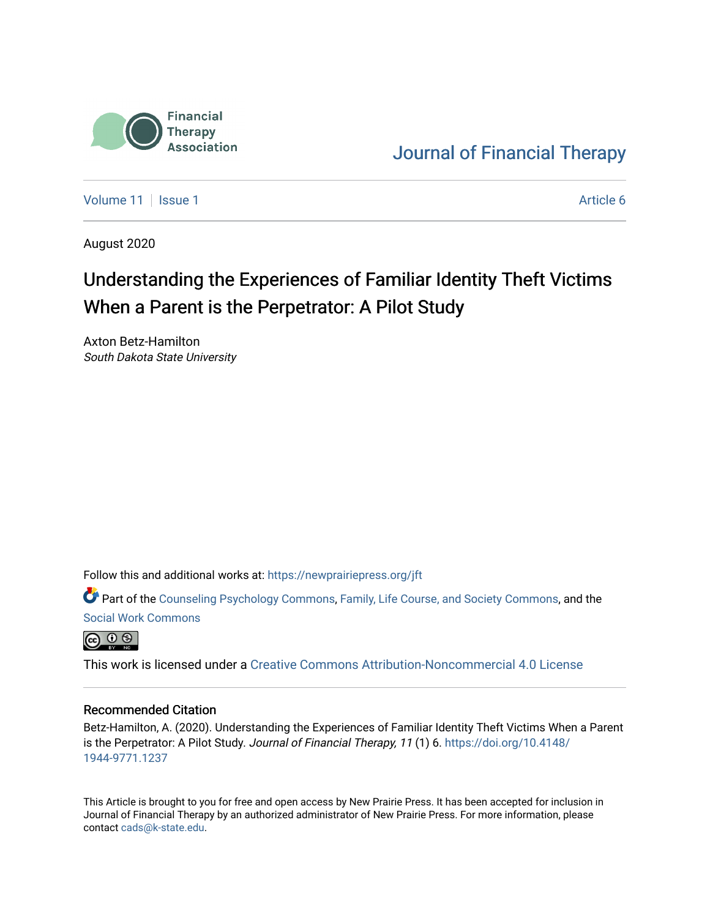Financial Therapy Association

Journal of Financial Therapy

Volume 11 | Issue 1 | Article 6

August 2020

# Understanding the Experiences of Familiar Identity Theft Victims When a Parent is the Perpetrator: A Pilot Study

Axton Betz-Hamilton
*South Dakota State University*

Follow this and additional works at: https://newprairiepress.org/jft

Part of the Counseling Psychology Commons, Family, Life Course, and Society Commons, and the Social Work Commons

This work is licensed under a Creative Commons Attribution-Noncommercial 4.0 License

## Recommended Citation

Betz-Hamilton, A. (2020). Understanding the Experiences of Familiar Identity Theft Victims When a Parent is the Perpetrator: A Pilot Study. *Journal of Financial Therapy, 11* (1) 6. https://doi.org/10.4148/1944-9771.1237

This Article is brought to you for free and open access by New Prairie Press. It has been accepted for inclusion in Journal of Financial Therapy by an authorized administrator of New Prairie Press. For more information, please contact cads@k-state.edu.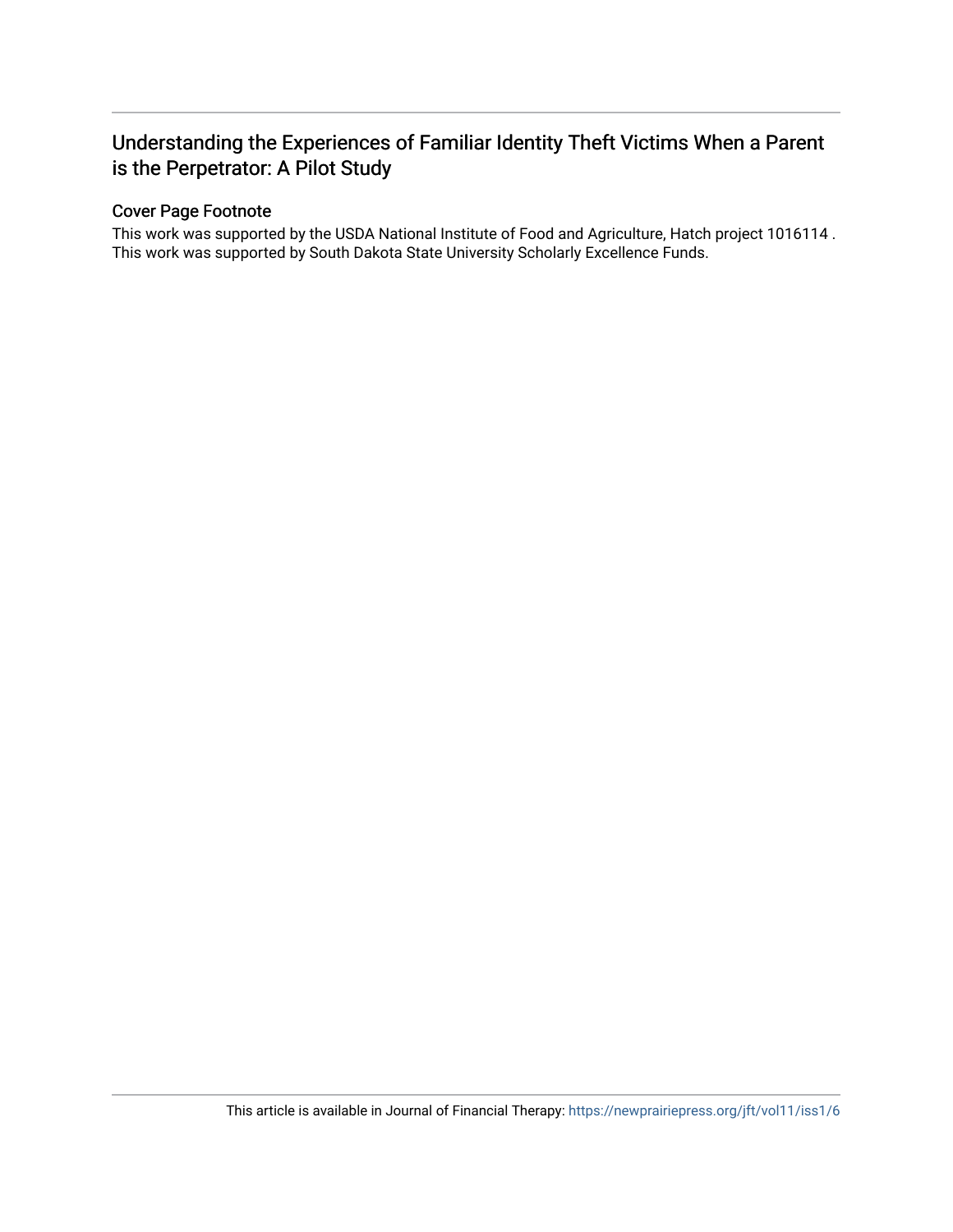# Understanding the Experiences of Familiar Identity Theft Victims When a Parent is the Perpetrator: A Pilot Study

## Cover Page Footnote

This work was supported by the USDA National Institute of Food and Agriculture, Hatch project 1016114 . This work was supported by South Dakota State University Scholarly Excellence Funds.

This article is available in Journal of Financial Therapy: https://newprairiepress.org/jft/vol11/iss1/6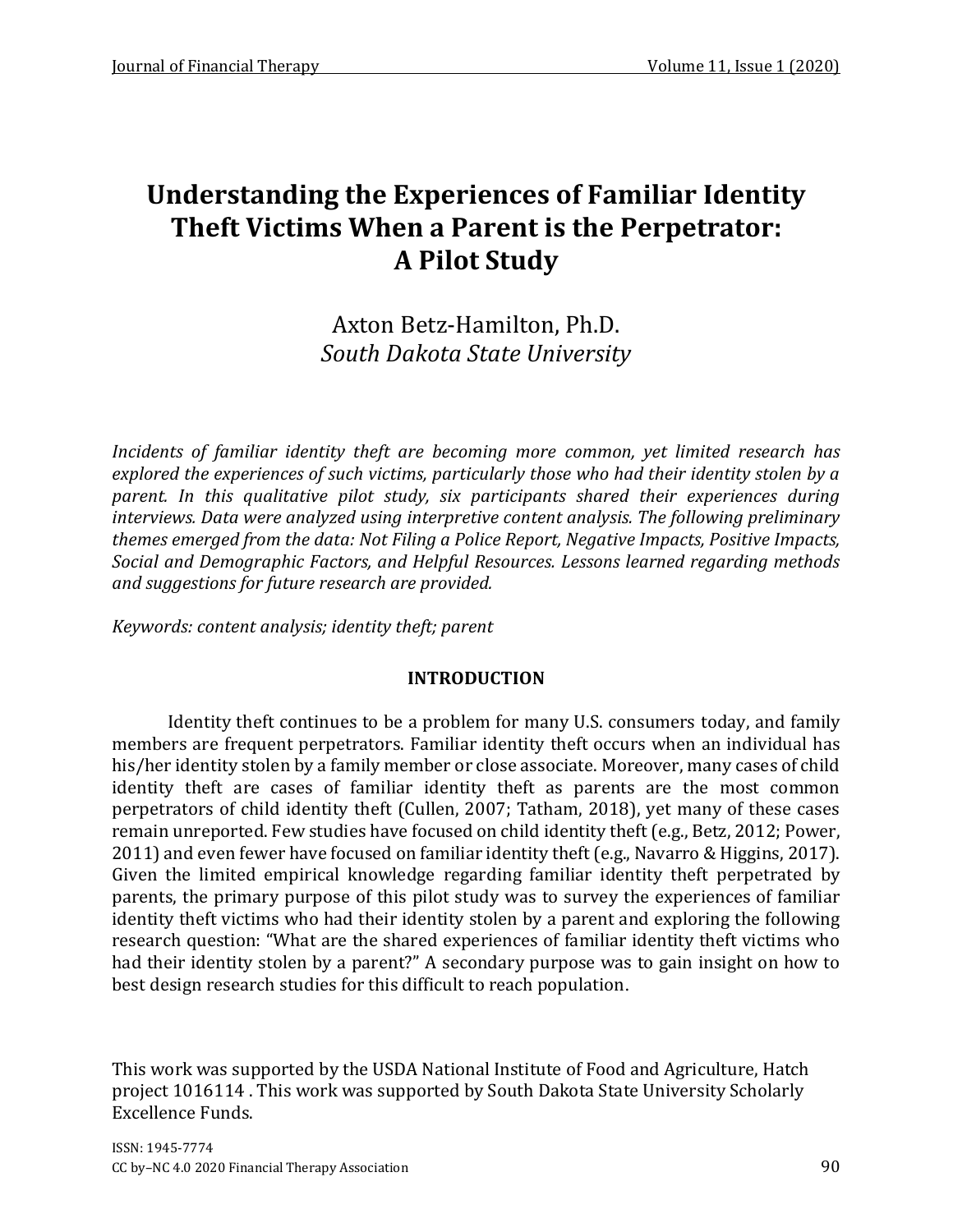# Understanding the Experiences of Familiar Identity Theft Victims When a Parent is the Perpetrator: A Pilot Study

Axton Betz-Hamilton, Ph.D.
*South Dakota State University*

*Incidents of familiar identity theft are becoming more common, yet limited research has explored the experiences of such victims, particularly those who had their identity stolen by a parent. In this qualitative pilot study, six participants shared their experiences during interviews. Data were analyzed using interpretive content analysis. The following preliminary themes emerged from the data: Not Filing a Police Report, Negative Impacts, Positive Impacts, Social and Demographic Factors, and Helpful Resources. Lessons learned regarding methods and suggestions for future research are provided.*

*Keywords: content analysis; identity theft; parent*

## INTRODUCTION

Identity theft continues to be a problem for many U.S. consumers today, and family members are frequent perpetrators. Familiar identity theft occurs when an individual has his/her identity stolen by a family member or close associate. Moreover, many cases of child identity theft are cases of familiar identity theft as parents are the most common perpetrators of child identity theft (Cullen, 2007; Tatham, 2018), yet many of these cases remain unreported. Few studies have focused on child identity theft (e.g., Betz, 2012; Power, 2011) and even fewer have focused on familiar identity theft (e.g., Navarro & Higgins, 2017). Given the limited empirical knowledge regarding familiar identity theft perpetrated by parents, the primary purpose of this pilot study was to survey the experiences of familiar identity theft victims who had their identity stolen by a parent and exploring the following research question: "What are the shared experiences of familiar identity theft victims who had their identity stolen by a parent?" A secondary purpose was to gain insight on how to best design research studies for this difficult to reach population.

This work was supported by the USDA National Institute of Food and Agriculture, Hatch project 1016114 . This work was supported by South Dakota State University Scholarly Excellence Funds.

ISSN: 1945-7774
CC by–NC 4.0 2020 Financial Therapy Association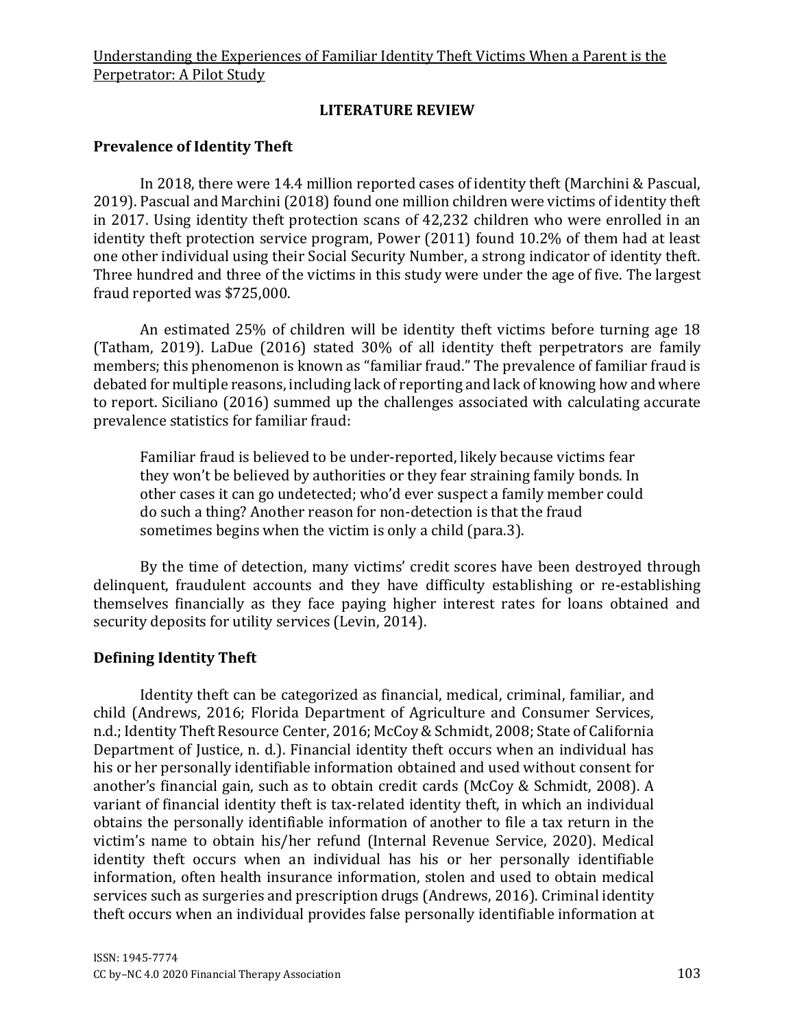## LITERATURE REVIEW

### Prevalence of Identity Theft

In 2018, there were 14.4 million reported cases of identity theft (Marchini & Pascual, 2019). Pascual and Marchini (2018) found one million children were victims of identity theft in 2017. Using identity theft protection scans of 42,232 children who were enrolled in an identity theft protection service program, Power (2011) found 10.2% of them had at least one other individual using their Social Security Number, a strong indicator of identity theft. Three hundred and three of the victims in this study were under the age of five. The largest fraud reported was $725,000.

An estimated 25% of children will be identity theft victims before turning age 18 (Tatham, 2019). LaDue (2016) stated 30% of all identity theft perpetrators are family members; this phenomenon is known as "familiar fraud." The prevalence of familiar fraud is debated for multiple reasons, including lack of reporting and lack of knowing how and where to report. Siciliano (2016) summed up the challenges associated with calculating accurate prevalence statistics for familiar fraud:

> Familiar fraud is believed to be under-reported, likely because victims fear they won't be believed by authorities or they fear straining family bonds. In other cases it can go undetected; who'd ever suspect a family member could do such a thing? Another reason for non-detection is that the fraud sometimes begins when the victim is only a child (para.3).

By the time of detection, many victims' credit scores have been destroyed through delinquent, fraudulent accounts and they have difficulty establishing or re-establishing themselves financially as they face paying higher interest rates for loans obtained and security deposits for utility services (Levin, 2014).

### Defining Identity Theft

Identity theft can be categorized as financial, medical, criminal, familiar, and child (Andrews, 2016; Florida Department of Agriculture and Consumer Services, n.d.; Identity Theft Resource Center, 2016; McCoy & Schmidt, 2008; State of California Department of Justice, n. d.). Financial identity theft occurs when an individual has his or her personally identifiable information obtained and used without consent for another's financial gain, such as to obtain credit cards (McCoy & Schmidt, 2008). A variant of financial identity theft is tax-related identity theft, in which an individual obtains the personally identifiable information of another to file a tax return in the victim's name to obtain his/her refund (Internal Revenue Service, 2020). Medical identity theft occurs when an individual has his or her personally identifiable information, often health insurance information, stolen and used to obtain medical services such as surgeries and prescription drugs (Andrews, 2016). Criminal identity theft occurs when an individual provides false personally identifiable information at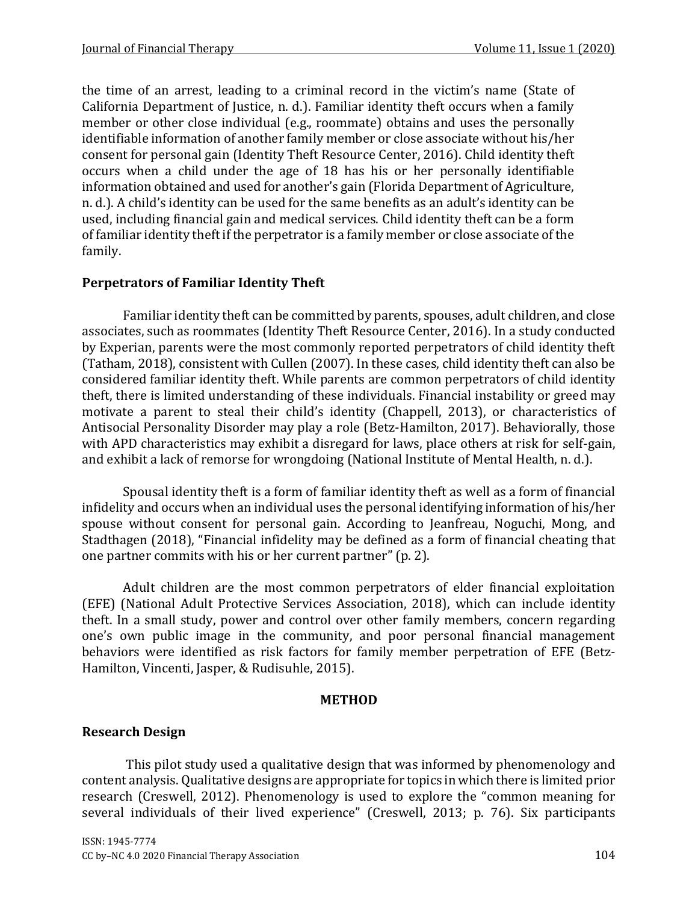the time of an arrest, leading to a criminal record in the victim's name (State of California Department of Justice, n. d.). Familiar identity theft occurs when a family member or other close individual (e.g., roommate) obtains and uses the personally identifiable information of another family member or close associate without his/her consent for personal gain (Identity Theft Resource Center, 2016). Child identity theft occurs when a child under the age of 18 has his or her personally identifiable information obtained and used for another's gain (Florida Department of Agriculture, n. d.). A child's identity can be used for the same benefits as an adult's identity can be used, including financial gain and medical services. Child identity theft can be a form of familiar identity theft if the perpetrator is a family member or close associate of the family.

### Perpetrators of Familiar Identity Theft

Familiar identity theft can be committed by parents, spouses, adult children, and close associates, such as roommates (Identity Theft Resource Center, 2016). In a study conducted by Experian, parents were the most commonly reported perpetrators of child identity theft (Tatham, 2018), consistent with Cullen (2007). In these cases, child identity theft can also be considered familiar identity theft. While parents are common perpetrators of child identity theft, there is limited understanding of these individuals. Financial instability or greed may motivate a parent to steal their child's identity (Chappell, 2013), or characteristics of Antisocial Personality Disorder may play a role (Betz-Hamilton, 2017). Behaviorally, those with APD characteristics may exhibit a disregard for laws, place others at risk for self-gain, and exhibit a lack of remorse for wrongdoing (National Institute of Mental Health, n. d.).

Spousal identity theft is a form of familiar identity theft as well as a form of financial infidelity and occurs when an individual uses the personal identifying information of his/her spouse without consent for personal gain. According to Jeanfreau, Noguchi, Mong, and Stadthagen (2018), "Financial infidelity may be defined as a form of financial cheating that one partner commits with his or her current partner" (p. 2).

Adult children are the most common perpetrators of elder financial exploitation (EFE) (National Adult Protective Services Association, 2018), which can include identity theft. In a small study, power and control over other family members, concern regarding one's own public image in the community, and poor personal financial management behaviors were identified as risk factors for family member perpetration of EFE (Betz-Hamilton, Vincenti, Jasper, & Rudisuhle, 2015).

## METHOD

### Research Design

This pilot study used a qualitative design that was informed by phenomenology and content analysis. Qualitative designs are appropriate for topics in which there is limited prior research (Creswell, 2012). Phenomenology is used to explore the "common meaning for several individuals of their lived experience" (Creswell, 2013; p. 76). Six participants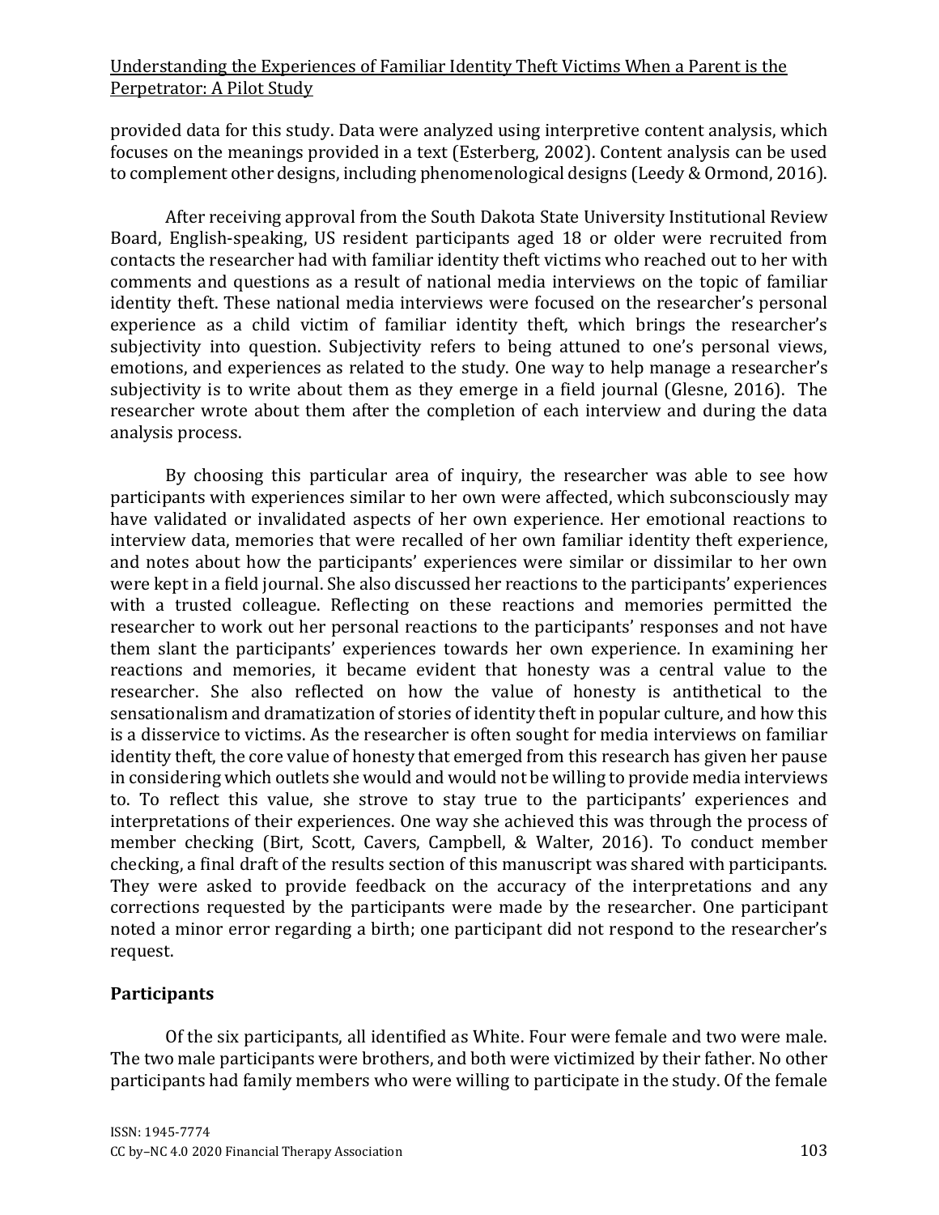provided data for this study. Data were analyzed using interpretive content analysis, which focuses on the meanings provided in a text (Esterberg, 2002). Content analysis can be used to complement other designs, including phenomenological designs (Leedy & Ormond, 2016).

After receiving approval from the South Dakota State University Institutional Review Board, English-speaking, US resident participants aged 18 or older were recruited from contacts the researcher had with familiar identity theft victims who reached out to her with comments and questions as a result of national media interviews on the topic of familiar identity theft. These national media interviews were focused on the researcher's personal experience as a child victim of familiar identity theft, which brings the researcher's subjectivity into question. Subjectivity refers to being attuned to one's personal views, emotions, and experiences as related to the study. One way to help manage a researcher's subjectivity is to write about them as they emerge in a field journal (Glesne, 2016). The researcher wrote about them after the completion of each interview and during the data analysis process.

By choosing this particular area of inquiry, the researcher was able to see how participants with experiences similar to her own were affected, which subconsciously may have validated or invalidated aspects of her own experience. Her emotional reactions to interview data, memories that were recalled of her own familiar identity theft experience, and notes about how the participants' experiences were similar or dissimilar to her own were kept in a field journal. She also discussed her reactions to the participants' experiences with a trusted colleague. Reflecting on these reactions and memories permitted the researcher to work out her personal reactions to the participants' responses and not have them slant the participants' experiences towards her own experience. In examining her reactions and memories, it became evident that honesty was a central value to the researcher. She also reflected on how the value of honesty is antithetical to the sensationalism and dramatization of stories of identity theft in popular culture, and how this is a disservice to victims. As the researcher is often sought for media interviews on familiar identity theft, the core value of honesty that emerged from this research has given her pause in considering which outlets she would and would not be willing to provide media interviews to. To reflect this value, she strove to stay true to the participants' experiences and interpretations of their experiences. One way she achieved this was through the process of member checking (Birt, Scott, Cavers, Campbell, & Walter, 2016). To conduct member checking, a final draft of the results section of this manuscript was shared with participants. They were asked to provide feedback on the accuracy of the interpretations and any corrections requested by the participants were made by the researcher. One participant noted a minor error regarding a birth; one participant did not respond to the researcher's request.

## Participants

Of the six participants, all identified as White. Four were female and two were male. The two male participants were brothers, and both were victimized by their father. No other participants had family members who were willing to participate in the study. Of the female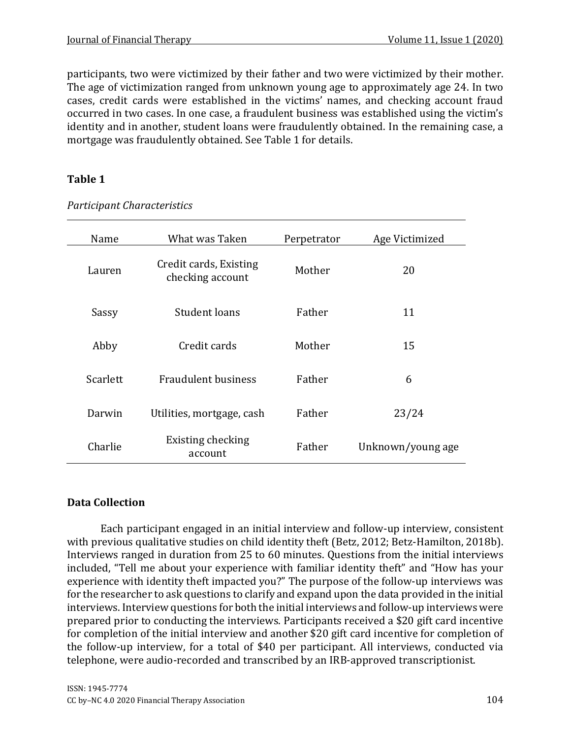participants, two were victimized by their father and two were victimized by their mother. The age of victimization ranged from unknown young age to approximately age 24. In two cases, credit cards were established in the victims' names, and checking account fraud occurred in two cases. In one case, a fraudulent business was established using the victim's identity and in another, student loans were fraudulently obtained. In the remaining case, a mortgage was fraudulently obtained. See Table 1 for details.

**Table 1**

*Participant Characteristics*

| Name | What was Taken | Perpetrator | Age Victimized |
|---|---|---|---|
| Lauren | Credit cards, Existing checking account | Mother | 20 |
| Sassy | Student loans | Father | 11 |
| Abby | Credit cards | Mother | 15 |
| Scarlett | Fraudulent business | Father | 6 |
| Darwin | Utilities, mortgage, cash | Father | 23/24 |
| Charlie | Existing checking account | Father | Unknown/young age |

### Data Collection

Each participant engaged in an initial interview and follow-up interview, consistent with previous qualitative studies on child identity theft (Betz, 2012; Betz-Hamilton, 2018b). Interviews ranged in duration from 25 to 60 minutes. Questions from the initial interviews included, "Tell me about your experience with familiar identity theft" and "How has your experience with identity theft impacted you?" The purpose of the follow-up interviews was for the researcher to ask questions to clarify and expand upon the data provided in the initial interviews. Interview questions for both the initial interviews and follow-up interviews were prepared prior to conducting the interviews. Participants received a $20 gift card incentive for completion of the initial interview and another $20 gift card incentive for completion of the follow-up interview, for a total of $40 per participant. All interviews, conducted via telephone, were audio-recorded and transcribed by an IRB-approved transcriptionist.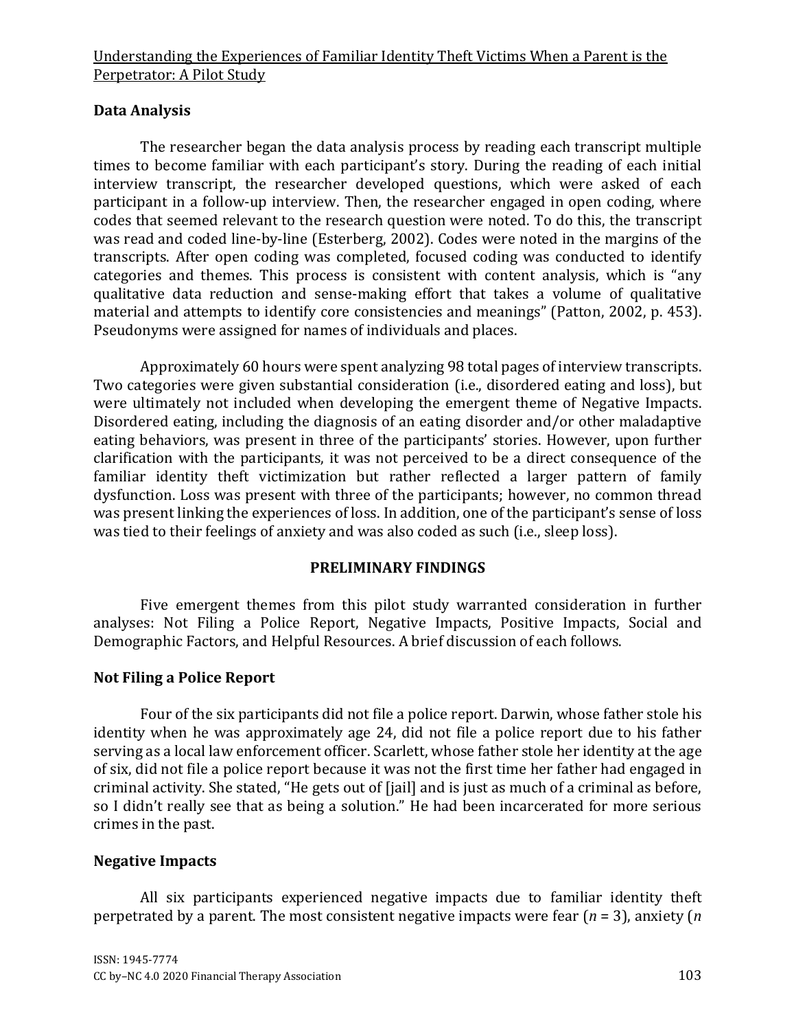## Data Analysis

The researcher began the data analysis process by reading each transcript multiple times to become familiar with each participant's story. During the reading of each initial interview transcript, the researcher developed questions, which were asked of each participant in a follow-up interview. Then, the researcher engaged in open coding, where codes that seemed relevant to the research question were noted. To do this, the transcript was read and coded line-by-line (Esterberg, 2002). Codes were noted in the margins of the transcripts. After open coding was completed, focused coding was conducted to identify categories and themes. This process is consistent with content analysis, which is "any qualitative data reduction and sense-making effort that takes a volume of qualitative material and attempts to identify core consistencies and meanings" (Patton, 2002, p. 453). Pseudonyms were assigned for names of individuals and places.

Approximately 60 hours were spent analyzing 98 total pages of interview transcripts. Two categories were given substantial consideration (i.e., disordered eating and loss), but were ultimately not included when developing the emergent theme of Negative Impacts. Disordered eating, including the diagnosis of an eating disorder and/or other maladaptive eating behaviors, was present in three of the participants' stories. However, upon further clarification with the participants, it was not perceived to be a direct consequence of the familiar identity theft victimization but rather reflected a larger pattern of family dysfunction. Loss was present with three of the participants; however, no common thread was present linking the experiences of loss. In addition, one of the participant's sense of loss was tied to their feelings of anxiety and was also coded as such (i.e., sleep loss).

# PRELIMINARY FINDINGS

Five emergent themes from this pilot study warranted consideration in further analyses: Not Filing a Police Report, Negative Impacts, Positive Impacts, Social and Demographic Factors, and Helpful Resources. A brief discussion of each follows.

## Not Filing a Police Report

Four of the six participants did not file a police report. Darwin, whose father stole his identity when he was approximately age 24, did not file a police report due to his father serving as a local law enforcement officer. Scarlett, whose father stole her identity at the age of six, did not file a police report because it was not the first time her father had engaged in criminal activity. She stated, "He gets out of [jail] and is just as much of a criminal as before, so I didn't really see that as being a solution." He had been incarcerated for more serious crimes in the past.

## Negative Impacts

All six participants experienced negative impacts due to familiar identity theft perpetrated by a parent. The most consistent negative impacts were fear ($n$ = 3), anxiety ($n$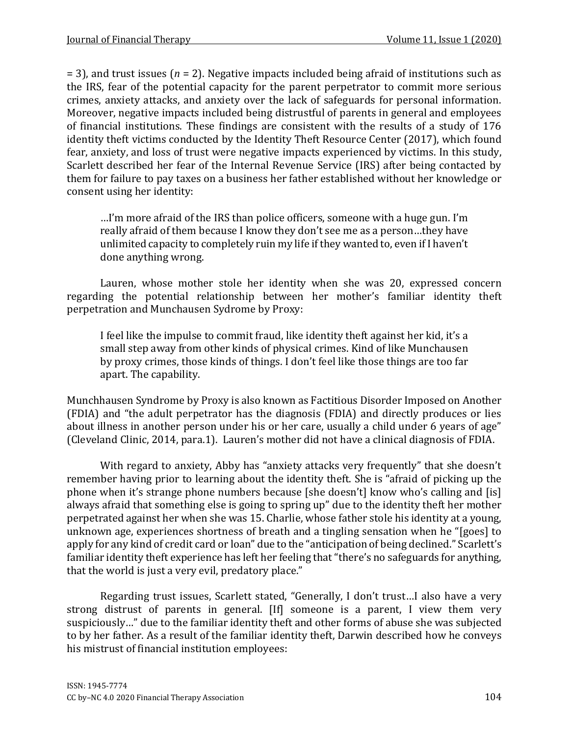= 3), and trust issues (*n* = 2). Negative impacts included being afraid of institutions such as the IRS, fear of the potential capacity for the parent perpetrator to commit more serious crimes, anxiety attacks, and anxiety over the lack of safeguards for personal information. Moreover, negative impacts included being distrustful of parents in general and employees of financial institutions. These findings are consistent with the results of a study of 176 identity theft victims conducted by the Identity Theft Resource Center (2017), which found fear, anxiety, and loss of trust were negative impacts experienced by victims. In this study, Scarlett described her fear of the Internal Revenue Service (IRS) after being contacted by them for failure to pay taxes on a business her father established without her knowledge or consent using her identity:

> …I'm more afraid of the IRS than police officers, someone with a huge gun. I'm really afraid of them because I know they don't see me as a person…they have unlimited capacity to completely ruin my life if they wanted to, even if I haven't done anything wrong.

Lauren, whose mother stole her identity when she was 20, expressed concern regarding the potential relationship between her mother's familiar identity theft perpetration and Munchausen Sydrome by Proxy:

> I feel like the impulse to commit fraud, like identity theft against her kid, it's a small step away from other kinds of physical crimes. Kind of like Munchausen by proxy crimes, those kinds of things. I don't feel like those things are too far apart. The capability.

Munchhausen Syndrome by Proxy is also known as Factitious Disorder Imposed on Another (FDIA) and "the adult perpetrator has the diagnosis (FDIA) and directly produces or lies about illness in another person under his or her care, usually a child under 6 years of age" (Cleveland Clinic, 2014, para.1). Lauren's mother did not have a clinical diagnosis of FDIA.

With regard to anxiety, Abby has "anxiety attacks very frequently" that she doesn't remember having prior to learning about the identity theft. She is "afraid of picking up the phone when it's strange phone numbers because [she doesn't] know who's calling and [is] always afraid that something else is going to spring up" due to the identity theft her mother perpetrated against her when she was 15. Charlie, whose father stole his identity at a young, unknown age, experiences shortness of breath and a tingling sensation when he "[goes] to apply for any kind of credit card or loan" due to the "anticipation of being declined." Scarlett's familiar identity theft experience has left her feeling that "there's no safeguards for anything, that the world is just a very evil, predatory place."

Regarding trust issues, Scarlett stated, "Generally, I don't trust…I also have a very strong distrust of parents in general. [If] someone is a parent, I view them very suspiciously…" due to the familiar identity theft and other forms of abuse she was subjected to by her father. As a result of the familiar identity theft, Darwin described how he conveys his mistrust of financial institution employees: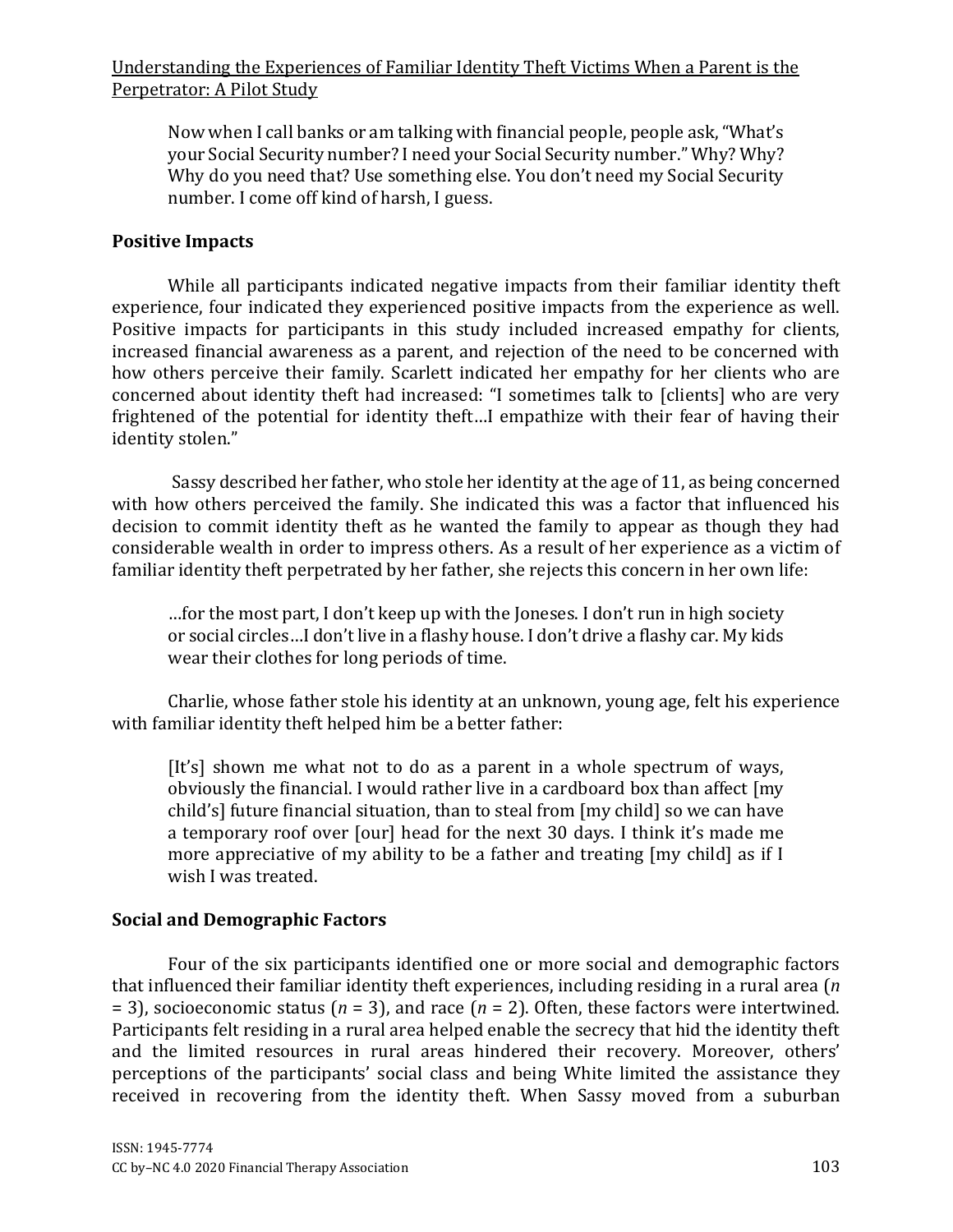> Now when I call banks or am talking with financial people, people ask, "What's your Social Security number? I need your Social Security number." Why? Why? Why do you need that? Use something else. You don't need my Social Security number. I come off kind of harsh, I guess.

## Positive Impacts

While all participants indicated negative impacts from their familiar identity theft experience, four indicated they experienced positive impacts from the experience as well. Positive impacts for participants in this study included increased empathy for clients, increased financial awareness as a parent, and rejection of the need to be concerned with how others perceive their family. Scarlett indicated her empathy for her clients who are concerned about identity theft had increased: "I sometimes talk to [clients] who are very frightened of the potential for identity theft…I empathize with their fear of having their identity stolen."

Sassy described her father, who stole her identity at the age of 11, as being concerned with how others perceived the family. She indicated this was a factor that influenced his decision to commit identity theft as he wanted the family to appear as though they had considerable wealth in order to impress others. As a result of her experience as a victim of familiar identity theft perpetrated by her father, she rejects this concern in her own life:

> …for the most part, I don't keep up with the Joneses. I don't run in high society or social circles…I don't live in a flashy house. I don't drive a flashy car. My kids wear their clothes for long periods of time.

Charlie, whose father stole his identity at an unknown, young age, felt his experience with familiar identity theft helped him be a better father:

> [It's] shown me what not to do as a parent in a whole spectrum of ways, obviously the financial. I would rather live in a cardboard box than affect [my child's] future financial situation, than to steal from [my child] so we can have a temporary roof over [our] head for the next 30 days. I think it's made me more appreciative of my ability to be a father and treating [my child] as if I wish I was treated.

## Social and Demographic Factors

Four of the six participants identified one or more social and demographic factors that influenced their familiar identity theft experiences, including residing in a rural area ($n$ = 3), socioeconomic status ($n$ = 3), and race ($n$ = 2). Often, these factors were intertwined. Participants felt residing in a rural area helped enable the secrecy that hid the identity theft and the limited resources in rural areas hindered their recovery. Moreover, others' perceptions of the participants' social class and being White limited the assistance they received in recovering from the identity theft. When Sassy moved from a suburban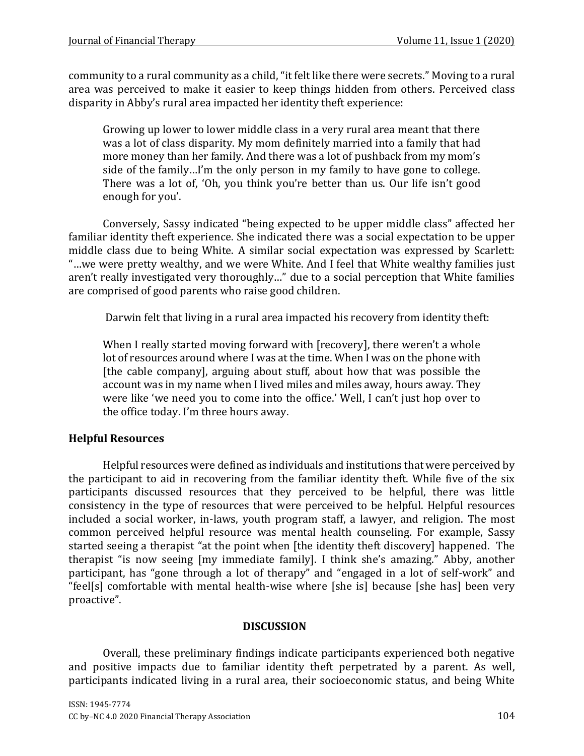community to a rural community as a child, "it felt like there were secrets." Moving to a rural area was perceived to make it easier to keep things hidden from others. Perceived class disparity in Abby's rural area impacted her identity theft experience:

> Growing up lower to lower middle class in a very rural area meant that there was a lot of class disparity. My mom definitely married into a family that had more money than her family. And there was a lot of pushback from my mom's side of the family…I'm the only person in my family to have gone to college. There was a lot of, 'Oh, you think you're better than us. Our life isn't good enough for you'.

Conversely, Sassy indicated "being expected to be upper middle class" affected her familiar identity theft experience. She indicated there was a social expectation to be upper middle class due to being White. A similar social expectation was expressed by Scarlett: "…we were pretty wealthy, and we were White. And I feel that White wealthy families just aren't really investigated very thoroughly…" due to a social perception that White families are comprised of good parents who raise good children.

Darwin felt that living in a rural area impacted his recovery from identity theft:

> When I really started moving forward with [recovery], there weren't a whole lot of resources around where I was at the time. When I was on the phone with [the cable company], arguing about stuff, about how that was possible the account was in my name when I lived miles and miles away, hours away. They were like 'we need you to come into the office.' Well, I can't just hop over to the office today. I'm three hours away.

### Helpful Resources

Helpful resources were defined as individuals and institutions that were perceived by the participant to aid in recovering from the familiar identity theft. While five of the six participants discussed resources that they perceived to be helpful, there was little consistency in the type of resources that were perceived to be helpful. Helpful resources included a social worker, in-laws, youth program staff, a lawyer, and religion. The most common perceived helpful resource was mental health counseling. For example, Sassy started seeing a therapist "at the point when [the identity theft discovery] happened. The therapist "is now seeing [my immediate family]. I think she's amazing." Abby, another participant, has "gone through a lot of therapy" and "engaged in a lot of self-work" and "feel[s] comfortable with mental health-wise where [she is] because [she has] been very proactive".

## DISCUSSION

Overall, these preliminary findings indicate participants experienced both negative and positive impacts due to familiar identity theft perpetrated by a parent. As well, participants indicated living in a rural area, their socioeconomic status, and being White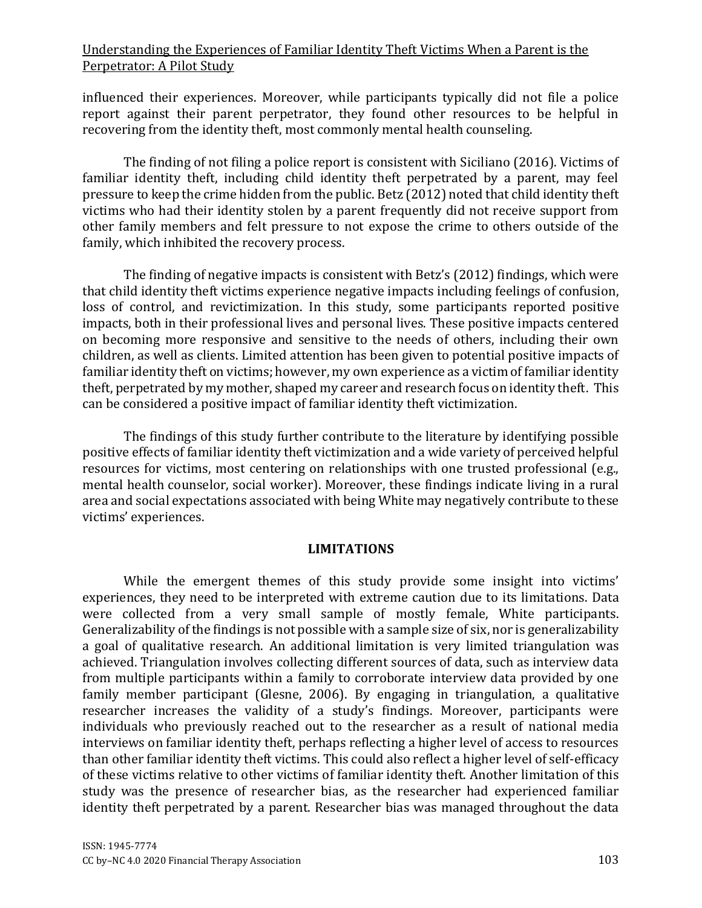influenced their experiences. Moreover, while participants typically did not file a police report against their parent perpetrator, they found other resources to be helpful in recovering from the identity theft, most commonly mental health counseling.

The finding of not filing a police report is consistent with Siciliano (2016). Victims of familiar identity theft, including child identity theft perpetrated by a parent, may feel pressure to keep the crime hidden from the public. Betz (2012) noted that child identity theft victims who had their identity stolen by a parent frequently did not receive support from other family members and felt pressure to not expose the crime to others outside of the family, which inhibited the recovery process.

The finding of negative impacts is consistent with Betz's (2012) findings, which were that child identity theft victims experience negative impacts including feelings of confusion, loss of control, and revictimization. In this study, some participants reported positive impacts, both in their professional lives and personal lives. These positive impacts centered on becoming more responsive and sensitive to the needs of others, including their own children, as well as clients. Limited attention has been given to potential positive impacts of familiar identity theft on victims; however, my own experience as a victim of familiar identity theft, perpetrated by my mother, shaped my career and research focus on identity theft. This can be considered a positive impact of familiar identity theft victimization.

The findings of this study further contribute to the literature by identifying possible positive effects of familiar identity theft victimization and a wide variety of perceived helpful resources for victims, most centering on relationships with one trusted professional (e.g., mental health counselor, social worker). Moreover, these findings indicate living in a rural area and social expectations associated with being White may negatively contribute to these victims' experiences.

## LIMITATIONS

While the emergent themes of this study provide some insight into victims' experiences, they need to be interpreted with extreme caution due to its limitations. Data were collected from a very small sample of mostly female, White participants. Generalizability of the findings is not possible with a sample size of six, nor is generalizability a goal of qualitative research. An additional limitation is very limited triangulation was achieved. Triangulation involves collecting different sources of data, such as interview data from multiple participants within a family to corroborate interview data provided by one family member participant (Glesne, 2006). By engaging in triangulation, a qualitative researcher increases the validity of a study's findings. Moreover, participants were individuals who previously reached out to the researcher as a result of national media interviews on familiar identity theft, perhaps reflecting a higher level of access to resources than other familiar identity theft victims. This could also reflect a higher level of self-efficacy of these victims relative to other victims of familiar identity theft. Another limitation of this study was the presence of researcher bias, as the researcher had experienced familiar identity theft perpetrated by a parent. Researcher bias was managed throughout the data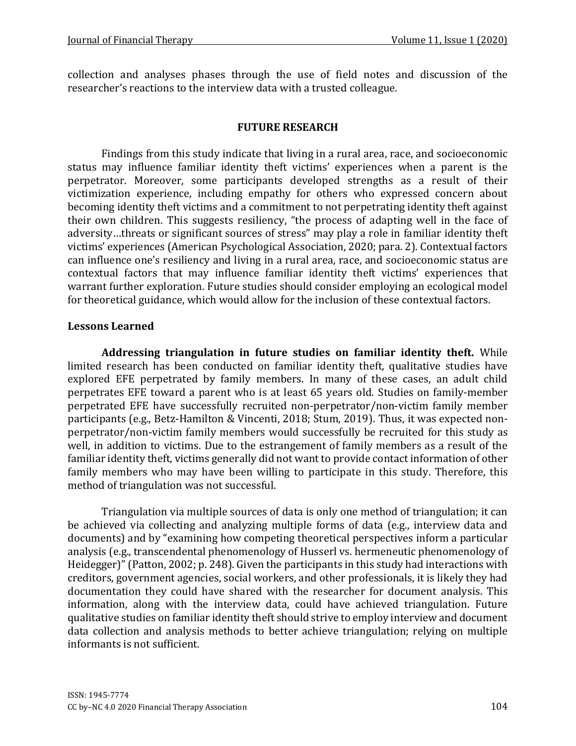collection and analyses phases through the use of field notes and discussion of the researcher's reactions to the interview data with a trusted colleague.

## FUTURE RESEARCH

Findings from this study indicate that living in a rural area, race, and socioeconomic status may influence familiar identity theft victims' experiences when a parent is the perpetrator. Moreover, some participants developed strengths as a result of their victimization experience, including empathy for others who expressed concern about becoming identity theft victims and a commitment to not perpetrating identity theft against their own children. This suggests resiliency, "the process of adapting well in the face of adversity…threats or significant sources of stress" may play a role in familiar identity theft victims' experiences (American Psychological Association, 2020; para. 2). Contextual factors can influence one's resiliency and living in a rural area, race, and socioeconomic status are contextual factors that may influence familiar identity theft victims' experiences that warrant further exploration. Future studies should consider employing an ecological model for theoretical guidance, which would allow for the inclusion of these contextual factors.

### Lessons Learned

**Addressing triangulation in future studies on familiar identity theft.** While limited research has been conducted on familiar identity theft, qualitative studies have explored EFE perpetrated by family members. In many of these cases, an adult child perpetrates EFE toward a parent who is at least 65 years old. Studies on family-member perpetrated EFE have successfully recruited non-perpetrator/non-victim family member participants (e.g., Betz-Hamilton & Vincenti, 2018; Stum, 2019). Thus, it was expected non-perpetrator/non-victim family members would successfully be recruited for this study as well, in addition to victims. Due to the estrangement of family members as a result of the familiar identity theft, victims generally did not want to provide contact information of other family members who may have been willing to participate in this study. Therefore, this method of triangulation was not successful.

Triangulation via multiple sources of data is only one method of triangulation; it can be achieved via collecting and analyzing multiple forms of data (e.g., interview data and documents) and by "examining how competing theoretical perspectives inform a particular analysis (e.g., transcendental phenomenology of Husserl vs. hermeneutic phenomenology of Heidegger)" (Patton, 2002; p. 248). Given the participants in this study had interactions with creditors, government agencies, social workers, and other professionals, it is likely they had documentation they could have shared with the researcher for document analysis. This information, along with the interview data, could have achieved triangulation. Future qualitative studies on familiar identity theft should strive to employ interview and document data collection and analysis methods to better achieve triangulation; relying on multiple informants is not sufficient.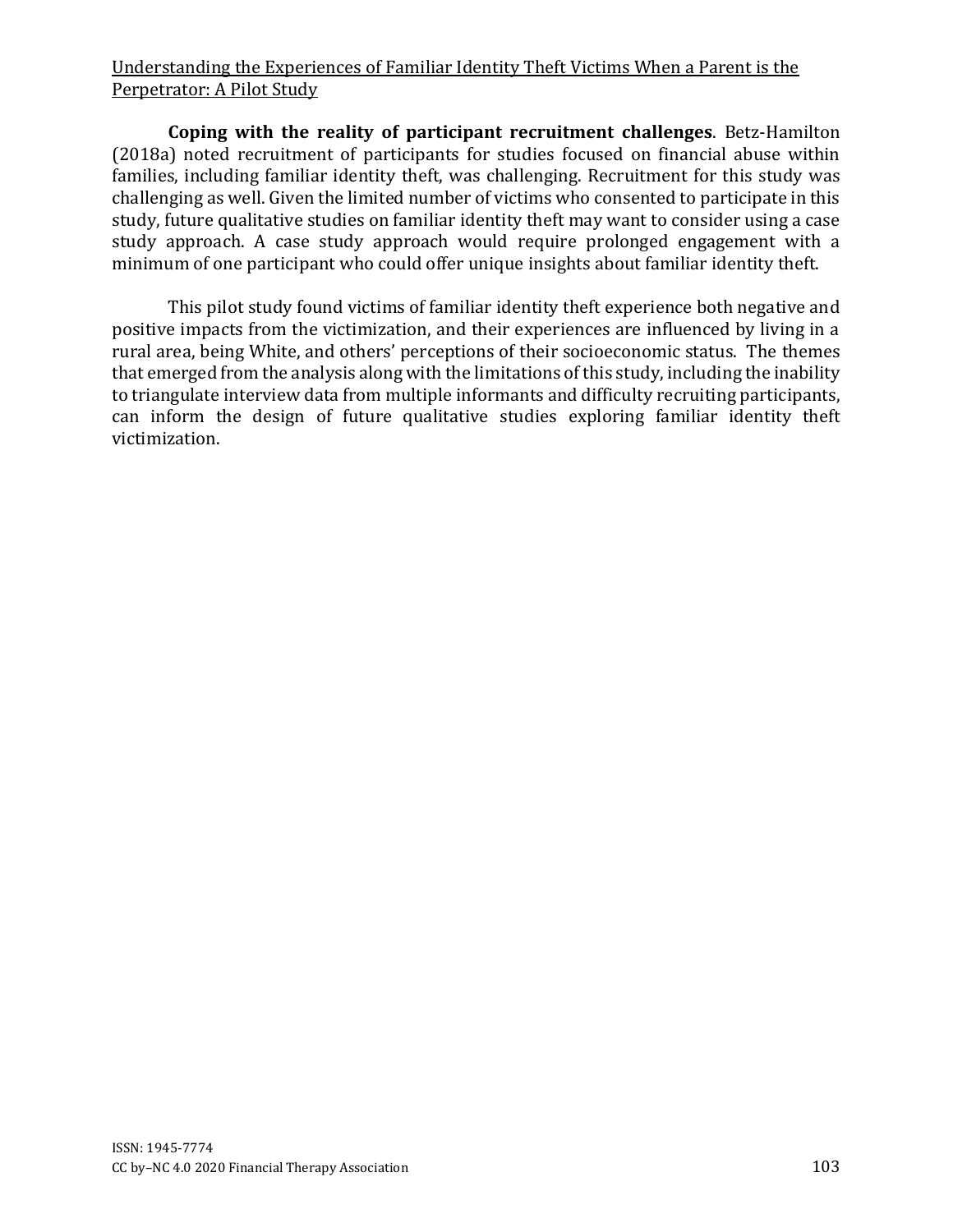**Coping with the reality of participant recruitment challenges**. Betz-Hamilton (2018a) noted recruitment of participants for studies focused on financial abuse within families, including familiar identity theft, was challenging. Recruitment for this study was challenging as well. Given the limited number of victims who consented to participate in this study, future qualitative studies on familiar identity theft may want to consider using a case study approach. A case study approach would require prolonged engagement with a minimum of one participant who could offer unique insights about familiar identity theft.

This pilot study found victims of familiar identity theft experience both negative and positive impacts from the victimization, and their experiences are influenced by living in a rural area, being White, and others' perceptions of their socioeconomic status. The themes that emerged from the analysis along with the limitations of this study, including the inability to triangulate interview data from multiple informants and difficulty recruiting participants, can inform the design of future qualitative studies exploring familiar identity theft victimization.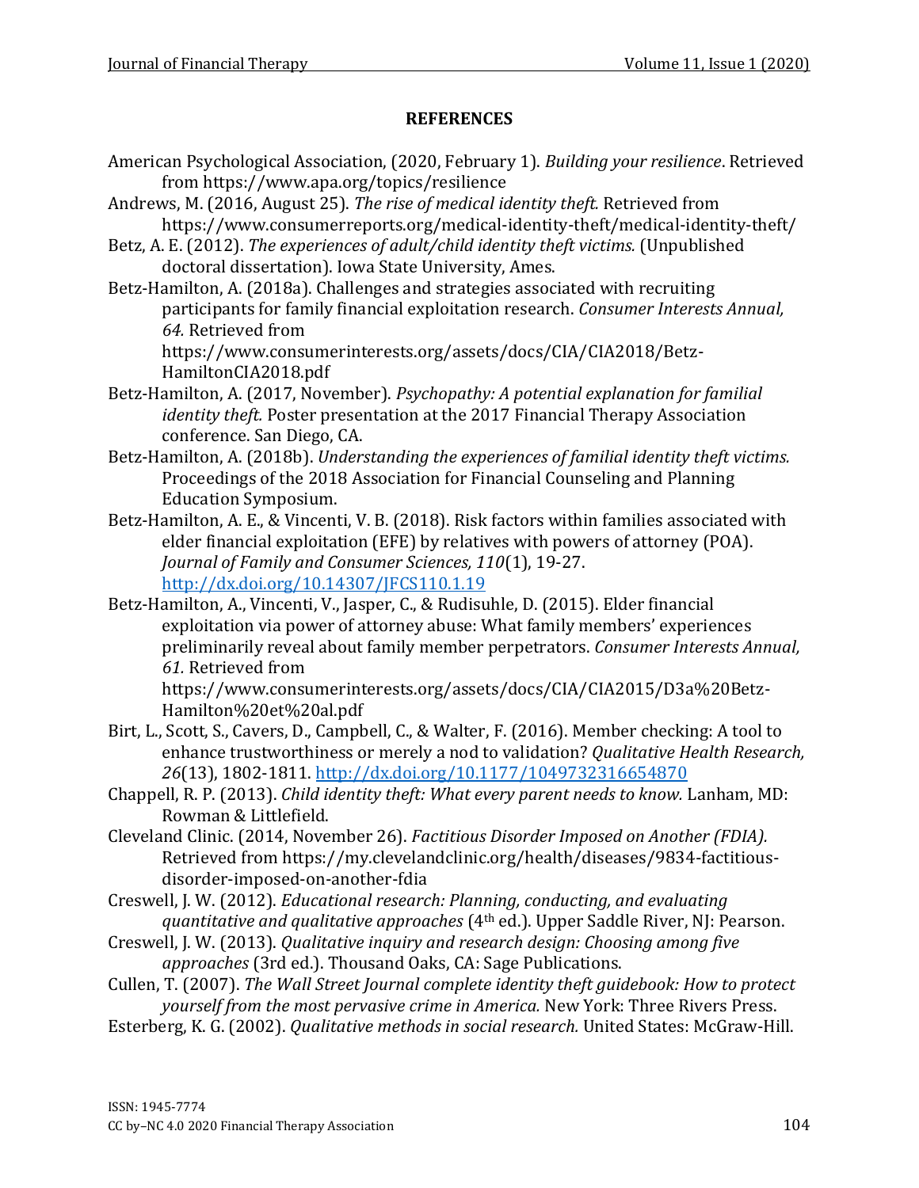## REFERENCES

American Psychological Association, (2020, February 1). *Building your resilience*. Retrieved from https://www.apa.org/topics/resilience

Andrews, M. (2016, August 25). *The rise of medical identity theft.* Retrieved from https://www.consumerreports.org/medical-identity-theft/medical-identity-theft/

Betz, A. E. (2012). *The experiences of adult/child identity theft victims.* (Unpublished doctoral dissertation). Iowa State University, Ames.

Betz-Hamilton, A. (2018a). Challenges and strategies associated with recruiting participants for family financial exploitation research. *Consumer Interests Annual, 64.* Retrieved from https://www.consumerinterests.org/assets/docs/CIA/CIA2018/Betz-HamiltonCIA2018.pdf

Betz-Hamilton, A. (2017, November). *Psychopathy: A potential explanation for familial identity theft.* Poster presentation at the 2017 Financial Therapy Association conference. San Diego, CA.

Betz-Hamilton, A. (2018b). *Understanding the experiences of familial identity theft victims.* Proceedings of the 2018 Association for Financial Counseling and Planning Education Symposium.

Betz-Hamilton, A. E., & Vincenti, V. B. (2018). Risk factors within families associated with elder financial exploitation (EFE) by relatives with powers of attorney (POA). *Journal of Family and Consumer Sciences, 110*(1), 19-27. http://dx.doi.org/10.14307/JFCS110.1.19

Betz-Hamilton, A., Vincenti, V., Jasper, C., & Rudisuhle, D. (2015). Elder financial exploitation via power of attorney abuse: What family members' experiences preliminarily reveal about family member perpetrators. *Consumer Interests Annual, 61.* Retrieved from https://www.consumerinterests.org/assets/docs/CIA/CIA2015/D3a%20Betz-Hamilton%20et%20al.pdf

Birt, L., Scott, S., Cavers, D., Campbell, C., & Walter, F. (2016). Member checking: A tool to enhance trustworthiness or merely a nod to validation? *Qualitative Health Research, 26*(13), 1802-1811. http://dx.doi.org/10.1177/1049732316654870

Chappell, R. P. (2013). *Child identity theft: What every parent needs to know.* Lanham, MD: Rowman & Littlefield.

Cleveland Clinic. (2014, November 26). *Factitious Disorder Imposed on Another (FDIA).* Retrieved from https://my.clevelandclinic.org/health/diseases/9834-factitious-disorder-imposed-on-another-fdia

Creswell, J. W. (2012). *Educational research: Planning, conducting, and evaluating quantitative and qualitative approaches* (4th ed.). Upper Saddle River, NJ: Pearson.

Creswell, J. W. (2013). *Qualitative inquiry and research design: Choosing among five approaches* (3rd ed.). Thousand Oaks, CA: Sage Publications.

Cullen, T. (2007). *The Wall Street Journal complete identity theft guidebook: How to protect yourself from the most pervasive crime in America.* New York: Three Rivers Press.

Esterberg, K. G. (2002). *Qualitative methods in social research.* United States: McGraw-Hill.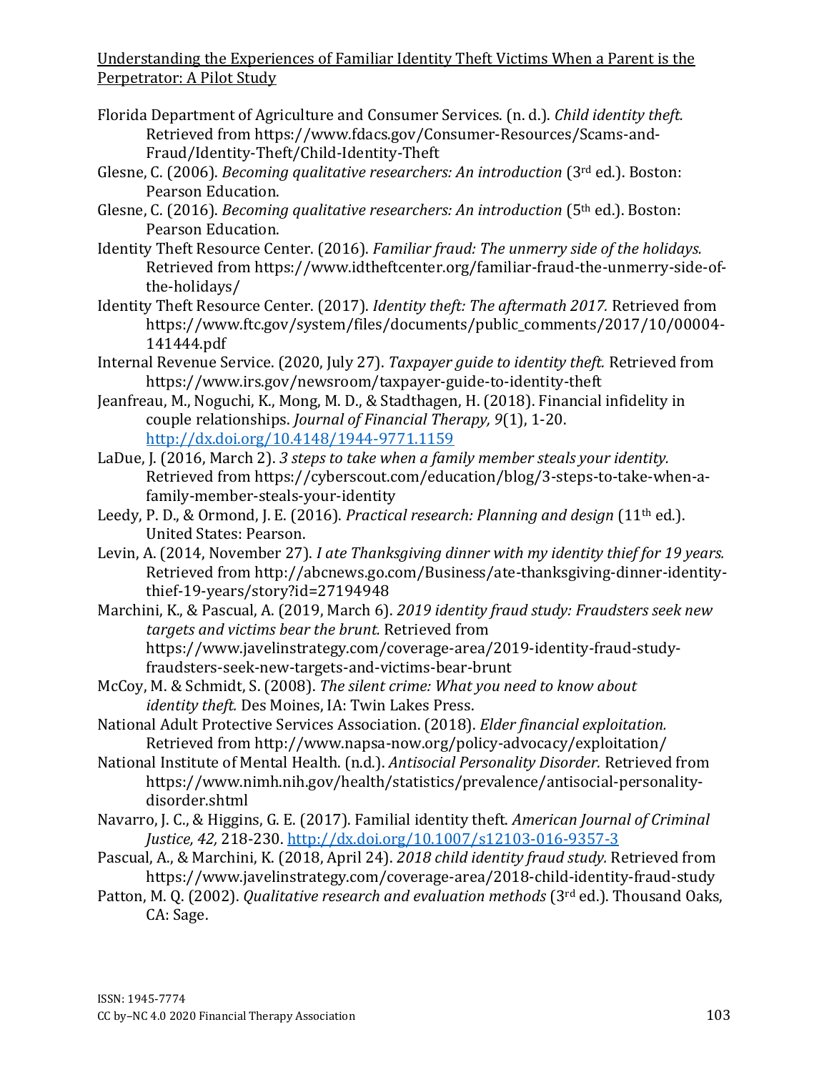Florida Department of Agriculture and Consumer Services. (n. d.). *Child identity theft.* Retrieved from https://www.fdacs.gov/Consumer-Resources/Scams-and-Fraud/Identity-Theft/Child-Identity-Theft

Glesne, C. (2006). *Becoming qualitative researchers: An introduction* (3rd ed.). Boston: Pearson Education.

Glesne, C. (2016). *Becoming qualitative researchers: An introduction* (5th ed.). Boston: Pearson Education.

Identity Theft Resource Center. (2016). *Familiar fraud: The unmerry side of the holidays.* Retrieved from https://www.idtheftcenter.org/familiar-fraud-the-unmerry-side-of-the-holidays/

Identity Theft Resource Center. (2017). *Identity theft: The aftermath 2017.* Retrieved from https://www.ftc.gov/system/files/documents/public_comments/2017/10/00004-141444.pdf

Internal Revenue Service. (2020, July 27). *Taxpayer guide to identity theft.* Retrieved from https://www.irs.gov/newsroom/taxpayer-guide-to-identity-theft

Jeanfreau, M., Noguchi, K., Mong, M. D., & Stadthagen, H. (2018). Financial infidelity in couple relationships. *Journal of Financial Therapy, 9*(1), 1-20. http://dx.doi.org/10.4148/1944-9771.1159

LaDue, J. (2016, March 2). *3 steps to take when a family member steals your identity.* Retrieved from https://cyberscout.com/education/blog/3-steps-to-take-when-a-family-member-steals-your-identity

Leedy, P. D., & Ormond, J. E. (2016). *Practical research: Planning and design* (11th ed.). United States: Pearson.

Levin, A. (2014, November 27). *I ate Thanksgiving dinner with my identity thief for 19 years.* Retrieved from http://abcnews.go.com/Business/ate-thanksgiving-dinner-identity-thief-19-years/story?id=27194948

Marchini, K., & Pascual, A. (2019, March 6). *2019 identity fraud study: Fraudsters seek new targets and victims bear the brunt.* Retrieved from https://www.javelinstrategy.com/coverage-area/2019-identity-fraud-study-fraudsters-seek-new-targets-and-victims-bear-brunt

McCoy, M. & Schmidt, S. (2008). *The silent crime: What you need to know about identity theft.* Des Moines, IA: Twin Lakes Press.

National Adult Protective Services Association. (2018). *Elder financial exploitation.* Retrieved from http://www.napsa-now.org/policy-advocacy/exploitation/

National Institute of Mental Health. (n.d.). *Antisocial Personality Disorder.* Retrieved from https://www.nimh.nih.gov/health/statistics/prevalence/antisocial-personality-disorder.shtml

Navarro, J. C., & Higgins, G. E. (2017). Familial identity theft. *American Journal of Criminal Justice, 42,* 218-230. http://dx.doi.org/10.1007/s12103-016-9357-3

Pascual, A., & Marchini, K. (2018, April 24). *2018 child identity fraud study.* Retrieved from https://www.javelinstrategy.com/coverage-area/2018-child-identity-fraud-study

Patton, M. Q. (2002). *Qualitative research and evaluation methods* (3rd ed.). Thousand Oaks, CA: Sage.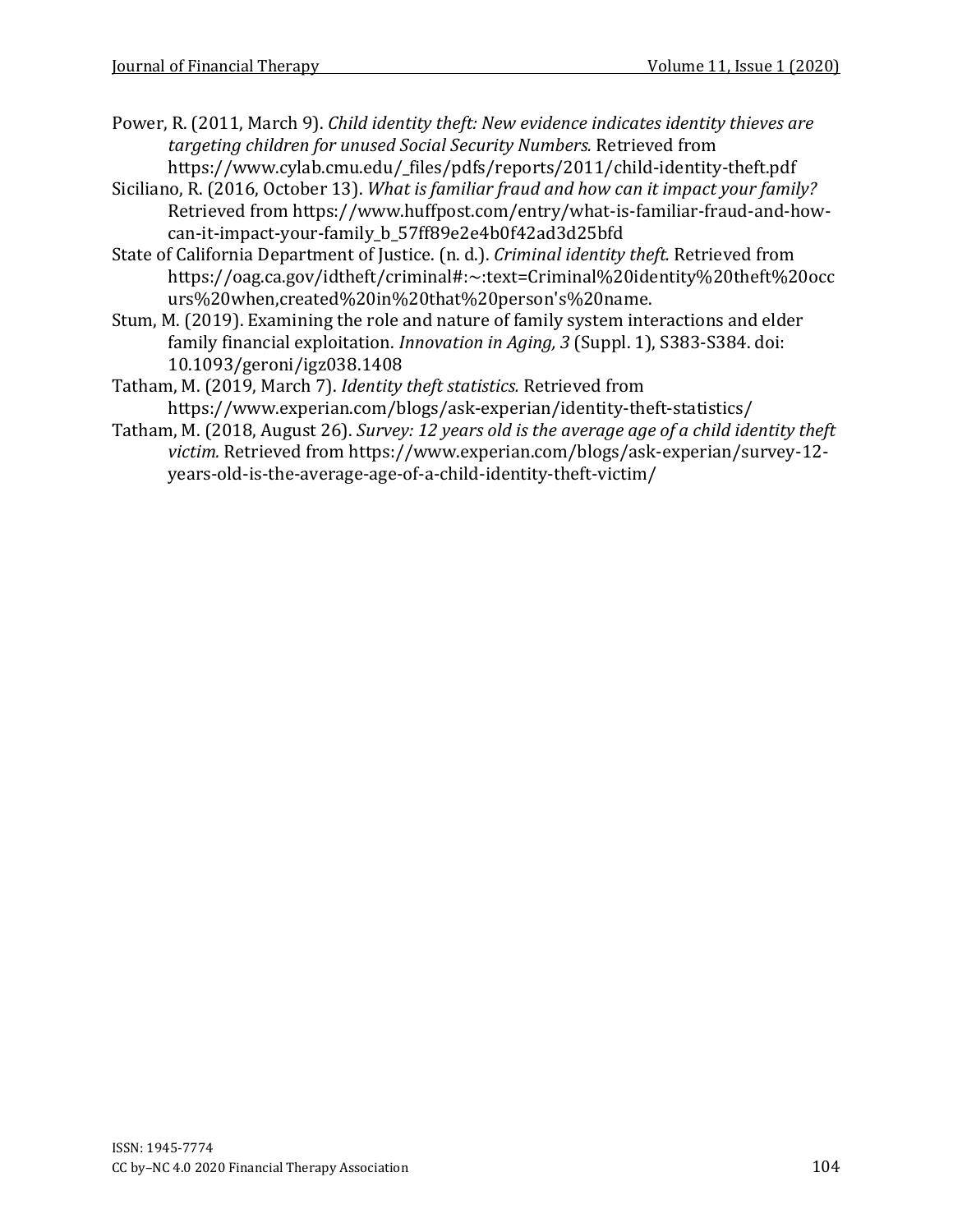Power, R. (2011, March 9). *Child identity theft: New evidence indicates identity thieves are targeting children for unused Social Security Numbers.* Retrieved from https://www.cylab.cmu.edu/_files/pdfs/reports/2011/child-identity-theft.pdf

Siciliano, R. (2016, October 13). *What is familiar fraud and how can it impact your family?* Retrieved from https://www.huffpost.com/entry/what-is-familiar-fraud-and-how-can-it-impact-your-family_b_57ff89e2e4b0f42ad3d25bfd

State of California Department of Justice. (n. d.). *Criminal identity theft.* Retrieved from https://oag.ca.gov/idtheft/criminal#:~:text=Criminal%20identity%20theft%20occurs%20when,created%20in%20that%20person's%20name.

Stum, M. (2019). Examining the role and nature of family system interactions and elder family financial exploitation. *Innovation in Aging, 3* (Suppl. 1), S383-S384. doi: 10.1093/geroni/igz038.1408

Tatham, M. (2019, March 7). *Identity theft statistics.* Retrieved from https://www.experian.com/blogs/ask-experian/identity-theft-statistics/

Tatham, M. (2018, August 26). *Survey: 12 years old is the average age of a child identity theft victim.* Retrieved from https://www.experian.com/blogs/ask-experian/survey-12-years-old-is-the-average-age-of-a-child-identity-theft-victim/